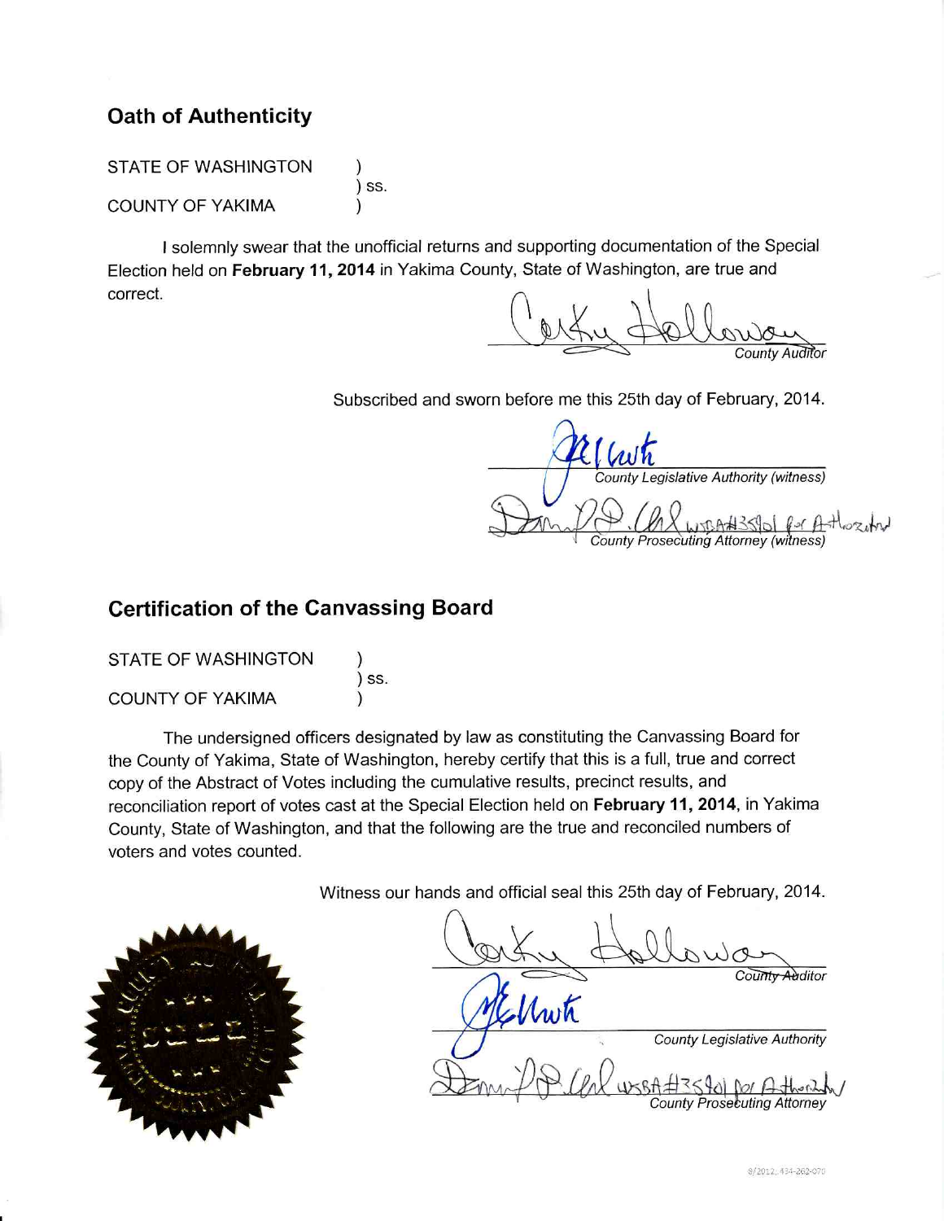## Oath of Authenticity

STATE OF WASHINGTON )
) ss.
COUNTY OF YAKIMA )

I solemnly swear that the unofficial returns and supporting documentation of the Special Election held on **February 11, 2014** in Yakima County, State of Washington, are true and correct.

*County Auditor*

Subscribed and sworn before me this 25th day of February, 2014.

*County Legislative Authority (witness)*

WSBA#35401 for Authorized

*County Prosecuting Attorney (witness)*

## Certification of the Canvassing Board

STATE OF WASHINGTON )
) ss.
COUNTY OF YAKIMA )

The undersigned officers designated by law as constituting the Canvassing Board for the County of Yakima, State of Washington, hereby certify that this is a full, true and correct copy of the Abstract of Votes including the cumulative results, precinct results, and reconciliation report of votes cast at the Special Election held on **February 11, 2014**, in Yakima County, State of Washington, and that the following are the true and reconciled numbers of voters and votes counted.

Witness our hands and official seal this 25th day of February, 2014.

*County Auditor*

*County Legislative Authority*

WSBA#35401 for Authorized

*County Prosecuting Attorney*

8/2012, 434-262-070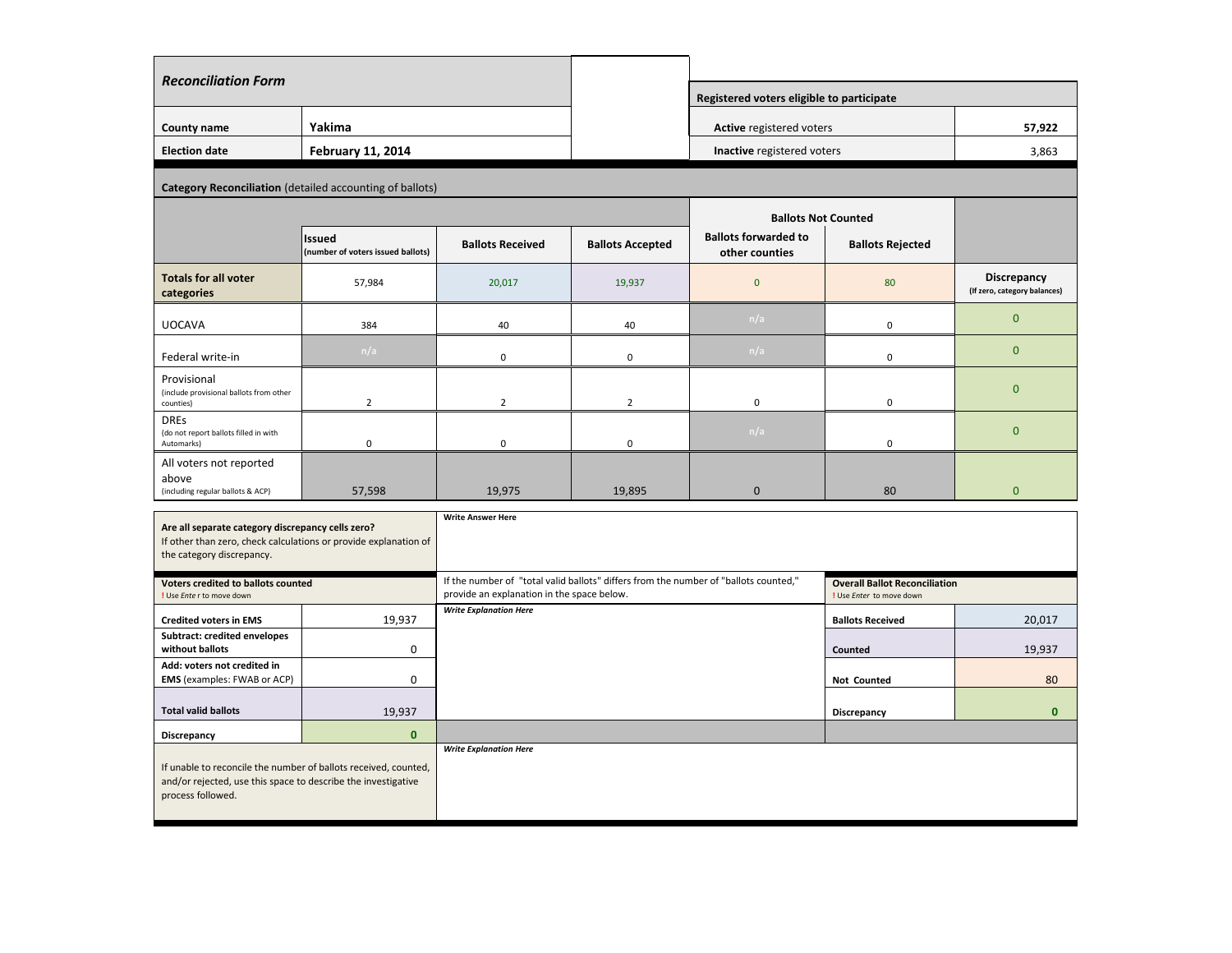## Reconciliation Form

| | |
|---|---|
| County name | Yakima |
| Election date | February 11, 2014 |

| Registered voters eligible to participate | |
|---|---|
| **Active** registered voters | 57,922 |
| **Inactive** registered voters | 3,863 |

**Category Reconciliation** (detailed accounting of ballots)

| | Issued (number of voters issued ballots) | Ballots Received | Ballots Accepted | Ballots Not Counted: Ballots forwarded to other counties | Ballots Not Counted: Ballots Rejected | Discrepancy (If zero, category balances) |
|---|---|---|---|---|---|---|
| Totals for all voter categories | 57,984 | 20,017 | 19,937 | 0 | 80 | |
| UOCAVA | 384 | 40 | 40 | n/a | 0 | 0 |
| Federal write-in | n/a | 0 | 0 | n/a | 0 | 0 |
| Provisional (include provisional ballots from other counties) | 2 | 2 | 2 | 0 | 0 | 0 |
| DREs (do not report ballots filled in with Automarks) | 0 | 0 | 0 | n/a | 0 | 0 |
| All voters not reported above (including regular ballots & ACP) | 57,598 | 19,975 | 19,895 | 0 | 80 | 0 |

**Are all separate category discrepancy cells zero?**
If other than zero, check calculations or provide explanation of the category discrepancy.

*Write Answer Here*

| **Voters credited to ballots counted** ! Use *Enter* to move down | |
|---|---|
| **Credited voters in EMS** | 19,937 |
| **Subtract: credited envelopes without ballots** | 0 |
| **Add: voters not credited in EMS** (examples: FWAB or ACP) | 0 |
| **Total valid ballots** | 19,937 |
| **Discrepancy** | 0 |

If the number of "total valid ballots" differs from the number of "ballots counted," provide an explanation in the space below.

*Write Explanation Here*

| **Overall Ballot Reconciliation** ! Use *Enter* to move down | |
|---|---|
| **Ballots Received** | 20,017 |
| **Counted** | 19,937 |
| **Not Counted** | 80 |
| **Discrepancy** | 0 |

If unable to reconcile the number of ballots received, counted, and/or rejected, use this space to describe the investigative process followed.

*Write Explanation Here*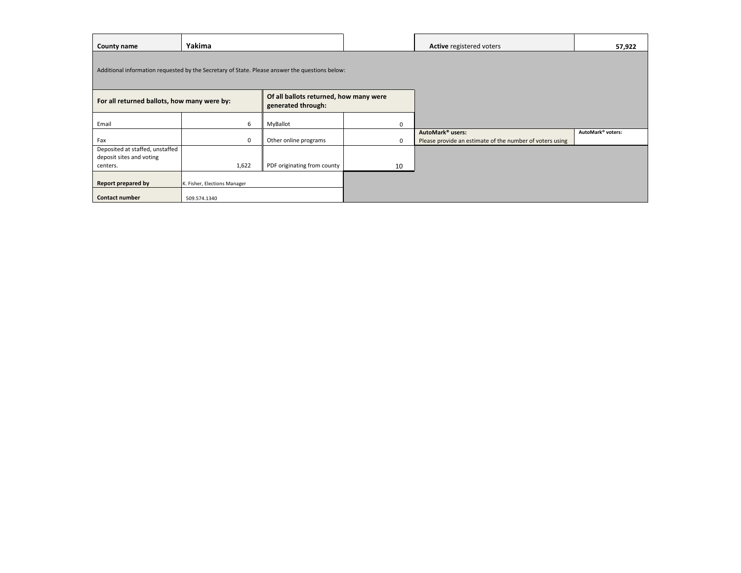| County name | Yakima | | Active registered voters | 57,922 |
|---|---|---|---|---|

Additional information requested by the Secretary of State. Please answer the questions below:

| For all returned ballots, how many were by: | | Of all ballots returned, how many were generated through: | |
|---|---|---|---|
| Email | 6 | MyBallot | 0 |
| Fax | 0 | Other online programs | 0 |
| Deposited at staffed, unstaffed deposit sites and voting centers. | 1,622 | PDF originating from county | 10 |

| AutoMark® users: Please provide an estimate of the number of voters using | AutoMark® voters: |
|---|---|
| | |

| Report prepared by | K. Fisher, Elections Manager |
|---|---|
| Contact number | 509.574.1340 |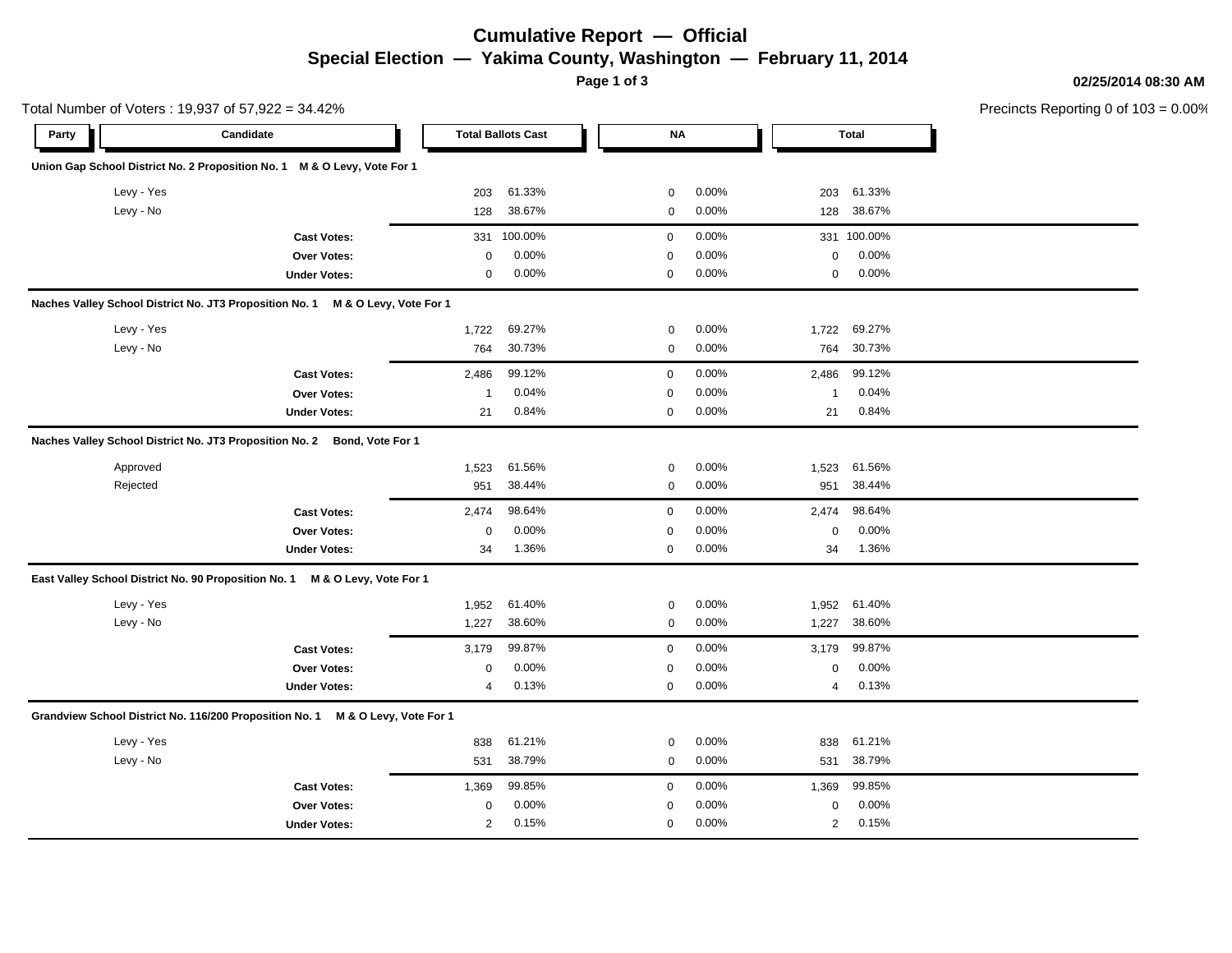# Cumulative Report — Official

## Special Election — Yakima County, Washington — February 11, 2014

02/25/2014 08:30 AM

Total Number of Voters : 19,937 of 57,922 = 34.42%

Precincts Reporting 0 of 103 = 0.00%

| Party | Candidate | Total Ballots Cast | | NA | | Total | |
|---|---|---|---|---|---|---|---|
| **Union Gap School District No. 2 Proposition No. 1 M & O Levy, Vote For 1** | | | | | | | |
| | Levy - Yes | 203 | 61.33% | 0 | 0.00% | 203 | 61.33% |
| | Levy - No | 128 | 38.67% | 0 | 0.00% | 128 | 38.67% |
| | **Cast Votes:** | 331 | 100.00% | 0 | 0.00% | 331 | 100.00% |
| | **Over Votes:** | 0 | 0.00% | 0 | 0.00% | 0 | 0.00% |
| | **Under Votes:** | 0 | 0.00% | 0 | 0.00% | 0 | 0.00% |
| **Naches Valley School District No. JT3 Proposition No. 1 M & O Levy, Vote For 1** | | | | | | | |
| | Levy - Yes | 1,722 | 69.27% | 0 | 0.00% | 1,722 | 69.27% |
| | Levy - No | 764 | 30.73% | 0 | 0.00% | 764 | 30.73% |
| | **Cast Votes:** | 2,486 | 99.12% | 0 | 0.00% | 2,486 | 99.12% |
| | **Over Votes:** | 1 | 0.04% | 0 | 0.00% | 1 | 0.04% |
| | **Under Votes:** | 21 | 0.84% | 0 | 0.00% | 21 | 0.84% |
| **Naches Valley School District No. JT3 Proposition No. 2 Bond, Vote For 1** | | | | | | | |
| | Approved | 1,523 | 61.56% | 0 | 0.00% | 1,523 | 61.56% |
| | Rejected | 951 | 38.44% | 0 | 0.00% | 951 | 38.44% |
| | **Cast Votes:** | 2,474 | 98.64% | 0 | 0.00% | 2,474 | 98.64% |
| | **Over Votes:** | 0 | 0.00% | 0 | 0.00% | 0 | 0.00% |
| | **Under Votes:** | 34 | 1.36% | 0 | 0.00% | 34 | 1.36% |
| **East Valley School District No. 90 Proposition No. 1 M & O Levy, Vote For 1** | | | | | | | |
| | Levy - Yes | 1,952 | 61.40% | 0 | 0.00% | 1,952 | 61.40% |
| | Levy - No | 1,227 | 38.60% | 0 | 0.00% | 1,227 | 38.60% |
| | **Cast Votes:** | 3,179 | 99.87% | 0 | 0.00% | 3,179 | 99.87% |
| | **Over Votes:** | 0 | 0.00% | 0 | 0.00% | 0 | 0.00% |
| | **Under Votes:** | 4 | 0.13% | 0 | 0.00% | 4 | 0.13% |
| **Grandview School District No. 116/200 Proposition No. 1 M & O Levy, Vote For 1** | | | | | | | |
| | Levy - Yes | 838 | 61.21% | 0 | 0.00% | 838 | 61.21% |
| | Levy - No | 531 | 38.79% | 0 | 0.00% | 531 | 38.79% |
| | **Cast Votes:** | 1,369 | 99.85% | 0 | 0.00% | 1,369 | 99.85% |
| | **Over Votes:** | 0 | 0.00% | 0 | 0.00% | 0 | 0.00% |
| | **Under Votes:** | 2 | 0.15% | 0 | 0.00% | 2 | 0.15% |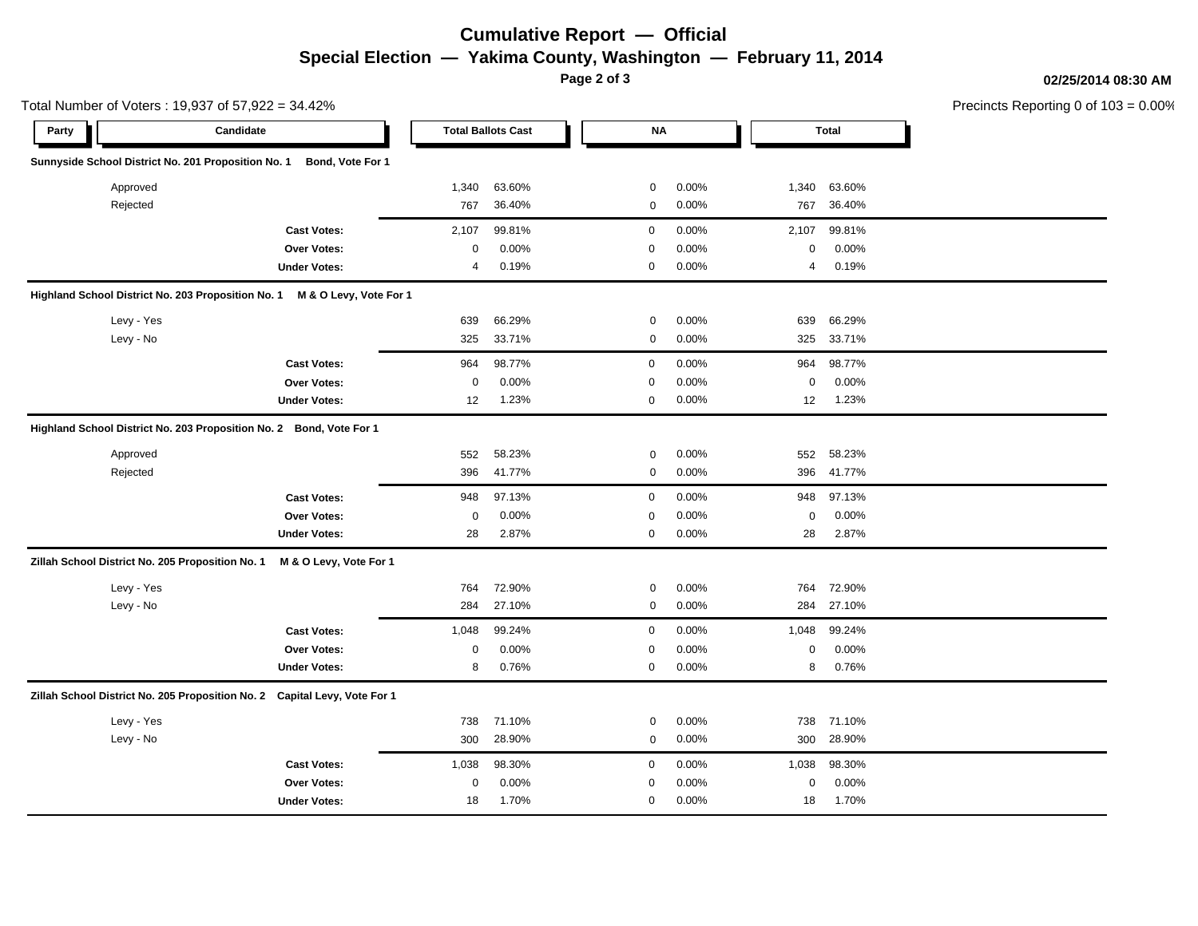# Cumulative Report — Official

## Special Election — Yakima County, Washington — February 11, 2014

02/25/2014 08:30 AM

Total Number of Voters : 19,937 of 57,922 = 34.42%

Precincts Reporting 0 of 103 = 0.00%

| Party | Candidate | Total Ballots Cast | | NA | | Total | |
|---|---|---|---|---|---|---|---|
| **Sunnyside School District No. 201 Proposition No. 1 Bond, Vote For 1** | | | | | | | |
| | Approved | 1,340 | 63.60% | 0 | 0.00% | 1,340 | 63.60% |
| | Rejected | 767 | 36.40% | 0 | 0.00% | 767 | 36.40% |
| | **Cast Votes:** | 2,107 | 99.81% | 0 | 0.00% | 2,107 | 99.81% |
| | **Over Votes:** | 0 | 0.00% | 0 | 0.00% | 0 | 0.00% |
| | **Under Votes:** | 4 | 0.19% | 0 | 0.00% | 4 | 0.19% |
| **Highland School District No. 203 Proposition No. 1 M & O Levy, Vote For 1** | | | | | | | |
| | Levy - Yes | 639 | 66.29% | 0 | 0.00% | 639 | 66.29% |
| | Levy - No | 325 | 33.71% | 0 | 0.00% | 325 | 33.71% |
| | **Cast Votes:** | 964 | 98.77% | 0 | 0.00% | 964 | 98.77% |
| | **Over Votes:** | 0 | 0.00% | 0 | 0.00% | 0 | 0.00% |
| | **Under Votes:** | 12 | 1.23% | 0 | 0.00% | 12 | 1.23% |
| **Highland School District No. 203 Proposition No. 2 Bond, Vote For 1** | | | | | | | |
| | Approved | 552 | 58.23% | 0 | 0.00% | 552 | 58.23% |
| | Rejected | 396 | 41.77% | 0 | 0.00% | 396 | 41.77% |
| | **Cast Votes:** | 948 | 97.13% | 0 | 0.00% | 948 | 97.13% |
| | **Over Votes:** | 0 | 0.00% | 0 | 0.00% | 0 | 0.00% |
| | **Under Votes:** | 28 | 2.87% | 0 | 0.00% | 28 | 2.87% |
| **Zillah School District No. 205 Proposition No. 1 M & O Levy, Vote For 1** | | | | | | | |
| | Levy - Yes | 764 | 72.90% | 0 | 0.00% | 764 | 72.90% |
| | Levy - No | 284 | 27.10% | 0 | 0.00% | 284 | 27.10% |
| | **Cast Votes:** | 1,048 | 99.24% | 0 | 0.00% | 1,048 | 99.24% |
| | **Over Votes:** | 0 | 0.00% | 0 | 0.00% | 0 | 0.00% |
| | **Under Votes:** | 8 | 0.76% | 0 | 0.00% | 8 | 0.76% |
| **Zillah School District No. 205 Proposition No. 2 Capital Levy, Vote For 1** | | | | | | | |
| | Levy - Yes | 738 | 71.10% | 0 | 0.00% | 738 | 71.10% |
| | Levy - No | 300 | 28.90% | 0 | 0.00% | 300 | 28.90% |
| | **Cast Votes:** | 1,038 | 98.30% | 0 | 0.00% | 1,038 | 98.30% |
| | **Over Votes:** | 0 | 0.00% | 0 | 0.00% | 0 | 0.00% |
| | **Under Votes:** | 18 | 1.70% | 0 | 0.00% | 18 | 1.70% |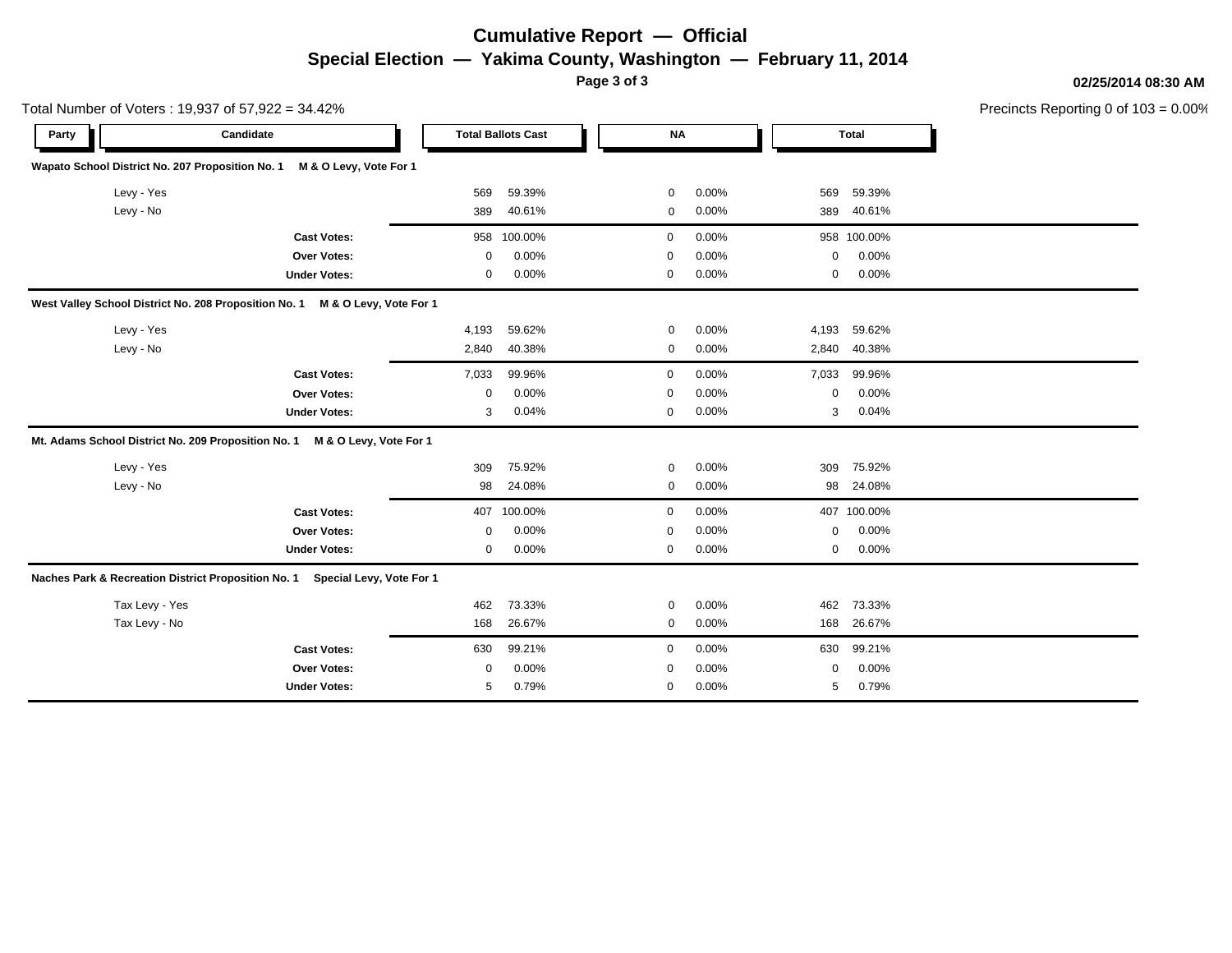# Cumulative Report — Official

## Special Election — Yakima County, Washington — February 11, 2014

02/25/2014 08:30 AM

Total Number of Voters : 19,937 of 57,922 = 34.42%

Precincts Reporting 0 of 103 = 0.00%

| Party | Candidate | Total Ballots Cast | | NA | | Total | |
|---|---|---|---|---|---|---|---|
| **Wapato School District No. 207 Proposition No. 1 M & O Levy, Vote For 1** | | | | | | | |
| | Levy - Yes | 569 | 59.39% | 0 | 0.00% | 569 | 59.39% |
| | Levy - No | 389 | 40.61% | 0 | 0.00% | 389 | 40.61% |
| | **Cast Votes:** | 958 | 100.00% | 0 | 0.00% | 958 | 100.00% |
| | **Over Votes:** | 0 | 0.00% | 0 | 0.00% | 0 | 0.00% |
| | **Under Votes:** | 0 | 0.00% | 0 | 0.00% | 0 | 0.00% |
| **West Valley School District No. 208 Proposition No. 1 M & O Levy, Vote For 1** | | | | | | | |
| | Levy - Yes | 4,193 | 59.62% | 0 | 0.00% | 4,193 | 59.62% |
| | Levy - No | 2,840 | 40.38% | 0 | 0.00% | 2,840 | 40.38% |
| | **Cast Votes:** | 7,033 | 99.96% | 0 | 0.00% | 7,033 | 99.96% |
| | **Over Votes:** | 0 | 0.00% | 0 | 0.00% | 0 | 0.00% |
| | **Under Votes:** | 3 | 0.04% | 0 | 0.00% | 3 | 0.04% |
| **Mt. Adams School District No. 209 Proposition No. 1 M & O Levy, Vote For 1** | | | | | | | |
| | Levy - Yes | 309 | 75.92% | 0 | 0.00% | 309 | 75.92% |
| | Levy - No | 98 | 24.08% | 0 | 0.00% | 98 | 24.08% |
| | **Cast Votes:** | 407 | 100.00% | 0 | 0.00% | 407 | 100.00% |
| | **Over Votes:** | 0 | 0.00% | 0 | 0.00% | 0 | 0.00% |
| | **Under Votes:** | 0 | 0.00% | 0 | 0.00% | 0 | 0.00% |
| **Naches Park & Recreation District Proposition No. 1 Special Levy, Vote For 1** | | | | | | | |
| | Tax Levy - Yes | 462 | 73.33% | 0 | 0.00% | 462 | 73.33% |
| | Tax Levy - No | 168 | 26.67% | 0 | 0.00% | 168 | 26.67% |
| | **Cast Votes:** | 630 | 99.21% | 0 | 0.00% | 630 | 99.21% |
| | **Over Votes:** | 0 | 0.00% | 0 | 0.00% | 0 | 0.00% |
| | **Under Votes:** | 5 | 0.79% | 0 | 0.00% | 5 | 0.79% |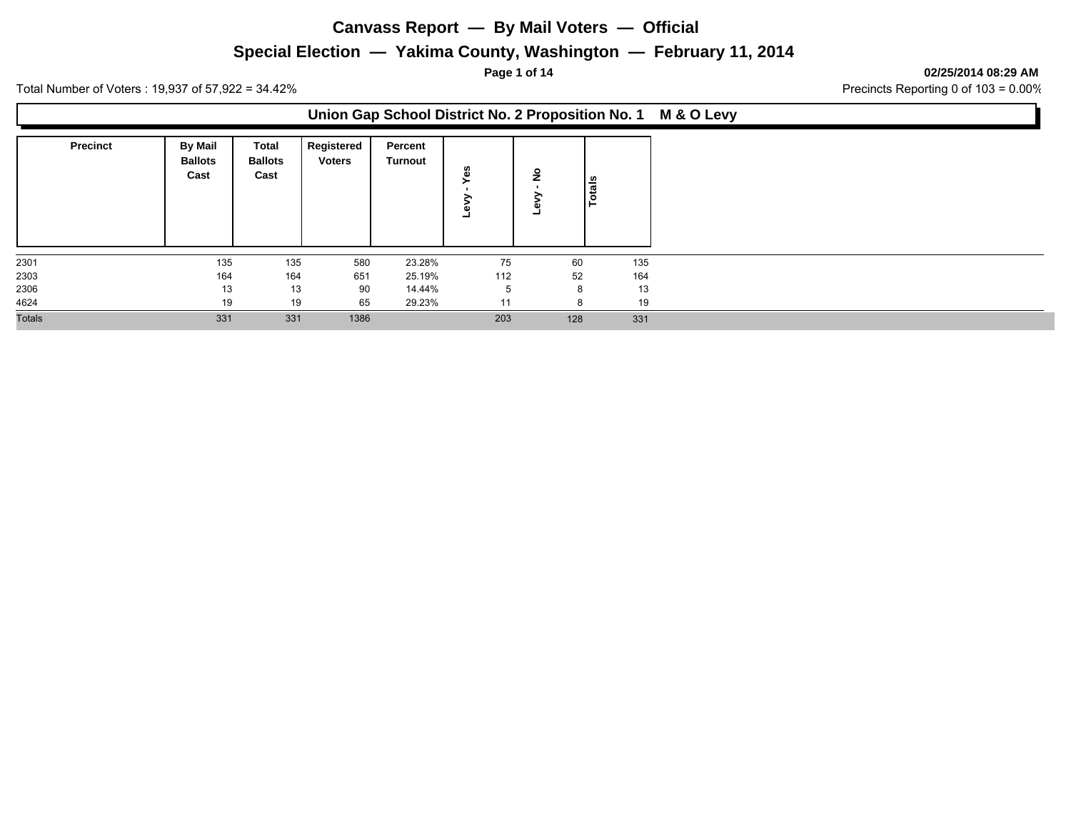# Canvass Report — By Mail Voters — Official

## Special Election — Yakima County, Washington — February 11, 2014

**02/25/2014 08:29 AM**

Total Number of Voters : 19,937 of 57,922 = 34.42%

Precincts Reporting 0 of 103 = 0.00%

### Union Gap School District No. 2 Proposition No. 1 M & O Levy

| Precinct | By Mail Ballots Cast | Total Ballots Cast | Registered Voters | Percent Turnout | Levy - Yes | Levy - No | Totals |
|---|---|---|---|---|---|---|---|
| 2301 | 135 | 135 | 580 | 23.28% | 75 | 60 | 135 |
| 2303 | 164 | 164 | 651 | 25.19% | 112 | 52 | 164 |
| 2306 | 13 | 13 | 90 | 14.44% | 5 | 8 | 13 |
| 4624 | 19 | 19 | 65 | 29.23% | 11 | 8 | 19 |
| Totals | 331 | 331 | 1386 | | 203 | 128 | 331 |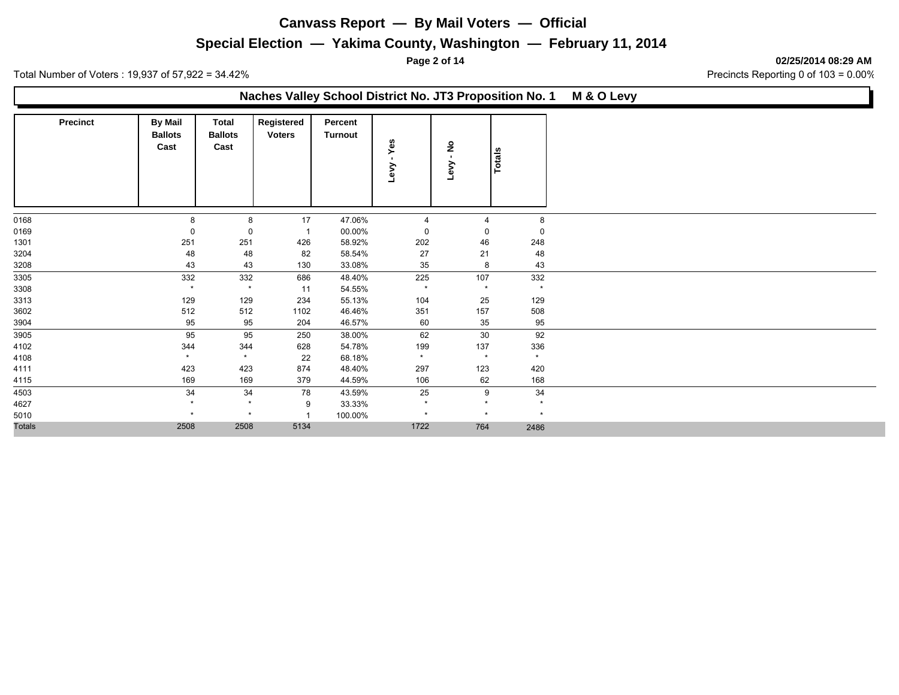# Canvass Report — By Mail Voters — Official

## Special Election — Yakima County, Washington — February 11, 2014

**02/25/2014 08:29 AM**

Total Number of Voters : 19,937 of 57,922 = 34.42%

Precincts Reporting 0 of 103 = 0.00%

### Naches Valley School District No. JT3 Proposition No. 1 M & O Levy

| Precinct | By Mail Ballots Cast | Total Ballots Cast | Registered Voters | Percent Turnout | Levy - Yes | Levy - No | Totals |
|---|---|---|---|---|---|---|---|
| 0168 | 8 | 8 | 17 | 47.06% | 4 | 4 | 8 |
| 0169 | 0 | 0 | 1 | 00.00% | 0 | 0 | 0 |
| 1301 | 251 | 251 | 426 | 58.92% | 202 | 46 | 248 |
| 3204 | 48 | 48 | 82 | 58.54% | 27 | 21 | 48 |
| 3208 | 43 | 43 | 130 | 33.08% | 35 | 8 | 43 |
| 3305 | 332 | 332 | 686 | 48.40% | 225 | 107 | 332 |
| 3308 | * | * | 11 | 54.55% | * | * | * |
| 3313 | 129 | 129 | 234 | 55.13% | 104 | 25 | 129 |
| 3602 | 512 | 512 | 1102 | 46.46% | 351 | 157 | 508 |
| 3904 | 95 | 95 | 204 | 46.57% | 60 | 35 | 95 |
| 3905 | 95 | 95 | 250 | 38.00% | 62 | 30 | 92 |
| 4102 | 344 | 344 | 628 | 54.78% | 199 | 137 | 336 |
| 4108 | * | * | 22 | 68.18% | * | * | * |
| 4111 | 423 | 423 | 874 | 48.40% | 297 | 123 | 420 |
| 4115 | 169 | 169 | 379 | 44.59% | 106 | 62 | 168 |
| 4503 | 34 | 34 | 78 | 43.59% | 25 | 9 | 34 |
| 4627 | * | * | 9 | 33.33% | * | * | * |
| 5010 | * | * | 1 | 100.00% | * | * | * |
| Totals | 2508 | 2508 | 5134 | | 1722 | 764 | 2486 |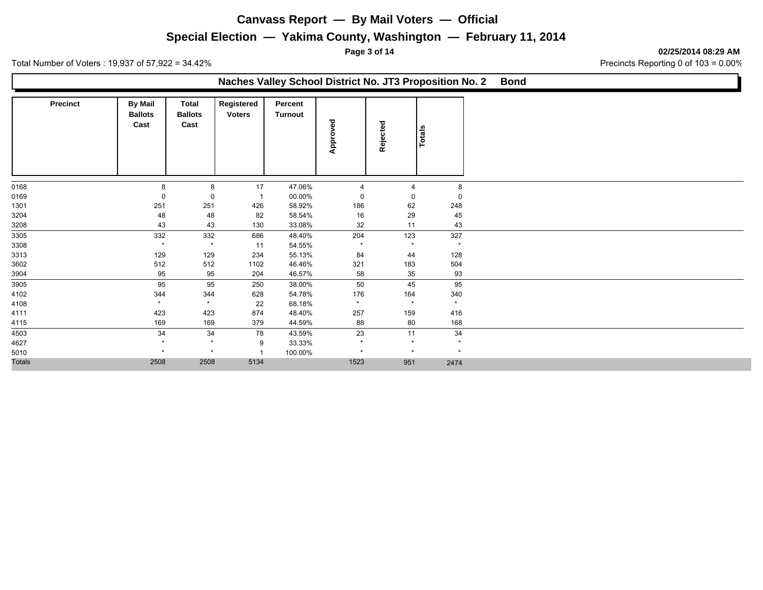# Canvass Report — By Mail Voters — Official

## Special Election — Yakima County, Washington — February 11, 2014

**02/25/2014 08:29 AM**

Total Number of Voters : 19,937 of 57,922 = 34.42%

Precincts Reporting 0 of 103 = 0.00%

### Naches Valley School District No. JT3 Proposition No. 2 Bond

| Precinct | By Mail Ballots Cast | Total Ballots Cast | Registered Voters | Percent Turnout | Approved | Rejected | Totals |
|---|---|---|---|---|---|---|---|
| 0168 | 8 | 8 | 17 | 47.06% | 4 | 4 | 8 |
| 0169 | 0 | 0 | 1 | 00.00% | 0 | 0 | 0 |
| 1301 | 251 | 251 | 426 | 58.92% | 186 | 62 | 248 |
| 3204 | 48 | 48 | 82 | 58.54% | 16 | 29 | 45 |
| 3208 | 43 | 43 | 130 | 33.08% | 32 | 11 | 43 |
| 3305 | 332 | 332 | 686 | 48.40% | 204 | 123 | 327 |
| 3308 | * | * | 11 | 54.55% | * | * | * |
| 3313 | 129 | 129 | 234 | 55.13% | 84 | 44 | 128 |
| 3602 | 512 | 512 | 1102 | 46.46% | 321 | 183 | 504 |
| 3904 | 95 | 95 | 204 | 46.57% | 58 | 35 | 93 |
| 3905 | 95 | 95 | 250 | 38.00% | 50 | 45 | 95 |
| 4102 | 344 | 344 | 628 | 54.78% | 176 | 164 | 340 |
| 4108 | * | * | 22 | 68.18% | * | * | * |
| 4111 | 423 | 423 | 874 | 48.40% | 257 | 159 | 416 |
| 4115 | 169 | 169 | 379 | 44.59% | 88 | 80 | 168 |
| 4503 | 34 | 34 | 78 | 43.59% | 23 | 11 | 34 |
| 4627 | * | * | 9 | 33.33% | * | * | * |
| 5010 | * | * | 1 | 100.00% | * | * | * |
| Totals | 2508 | 2508 | 5134 | | 1523 | 951 | 2474 |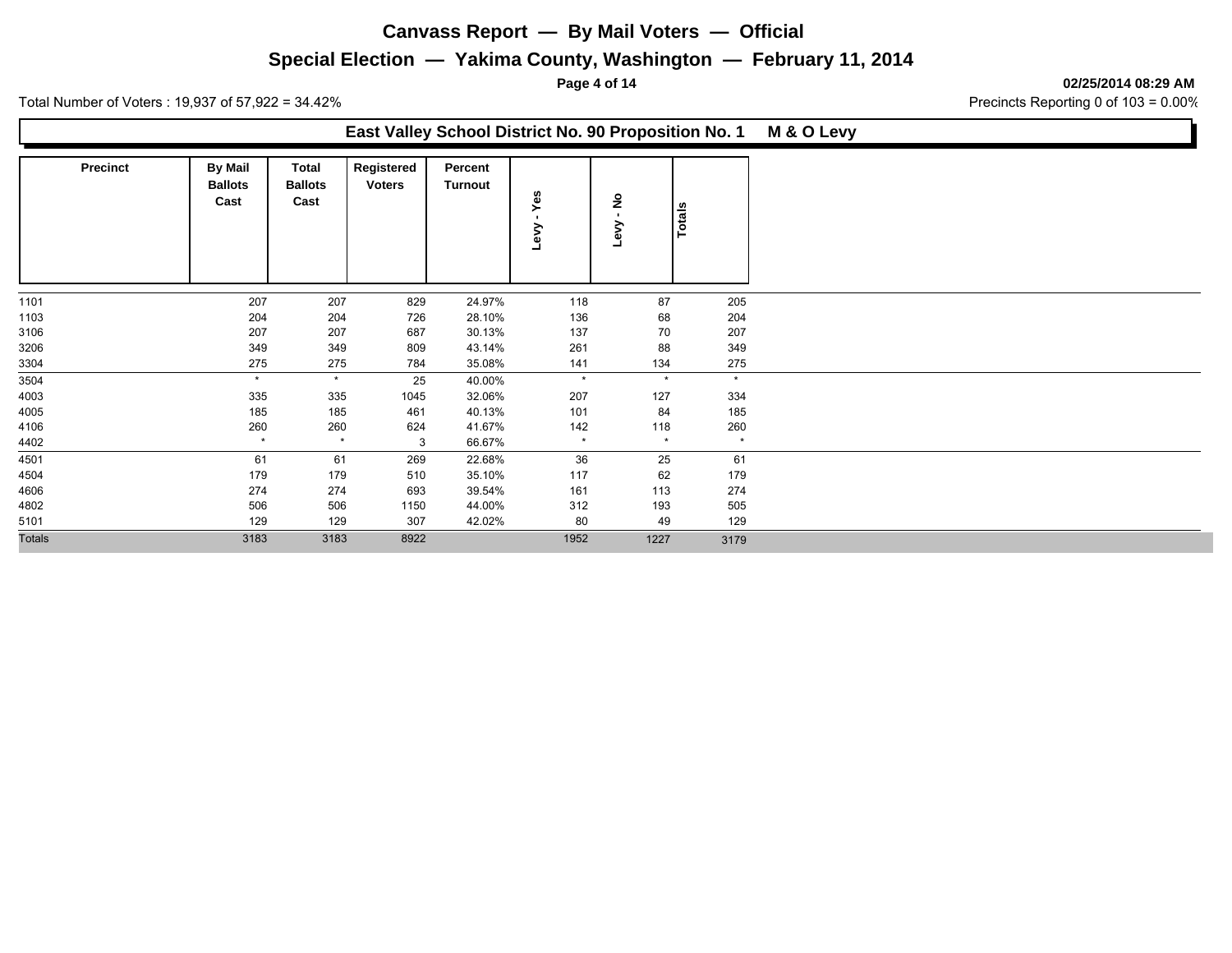# Canvass Report — By Mail Voters — Official

## Special Election — Yakima County, Washington — February 11, 2014

**02/25/2014 08:29 AM**

Total Number of Voters : 19,937 of 57,922 = 34.42%

Precincts Reporting 0 of 103 = 0.00%

### East Valley School District No. 90 Proposition No. 1 M & O Levy

| Precinct | By Mail Ballots Cast | Total Ballots Cast | Registered Voters | Percent Turnout | Levy - Yes | Levy - No | Totals |
|---|---|---|---|---|---|---|---|
| 1101 | 207 | 207 | 829 | 24.97% | 118 | 87 | 205 |
| 1103 | 204 | 204 | 726 | 28.10% | 136 | 68 | 204 |
| 3106 | 207 | 207 | 687 | 30.13% | 137 | 70 | 207 |
| 3206 | 349 | 349 | 809 | 43.14% | 261 | 88 | 349 |
| 3304 | 275 | 275 | 784 | 35.08% | 141 | 134 | 275 |
| 3504 | * | * | 25 | 40.00% | * | * | * |
| 4003 | 335 | 335 | 1045 | 32.06% | 207 | 127 | 334 |
| 4005 | 185 | 185 | 461 | 40.13% | 101 | 84 | 185 |
| 4106 | 260 | 260 | 624 | 41.67% | 142 | 118 | 260 |
| 4402 | * | * | 3 | 66.67% | * | * | * |
| 4501 | 61 | 61 | 269 | 22.68% | 36 | 25 | 61 |
| 4504 | 179 | 179 | 510 | 35.10% | 117 | 62 | 179 |
| 4606 | 274 | 274 | 693 | 39.54% | 161 | 113 | 274 |
| 4802 | 506 | 506 | 1150 | 44.00% | 312 | 193 | 505 |
| 5101 | 129 | 129 | 307 | 42.02% | 80 | 49 | 129 |
| Totals | 3183 | 3183 | 8922 | | 1952 | 1227 | 3179 |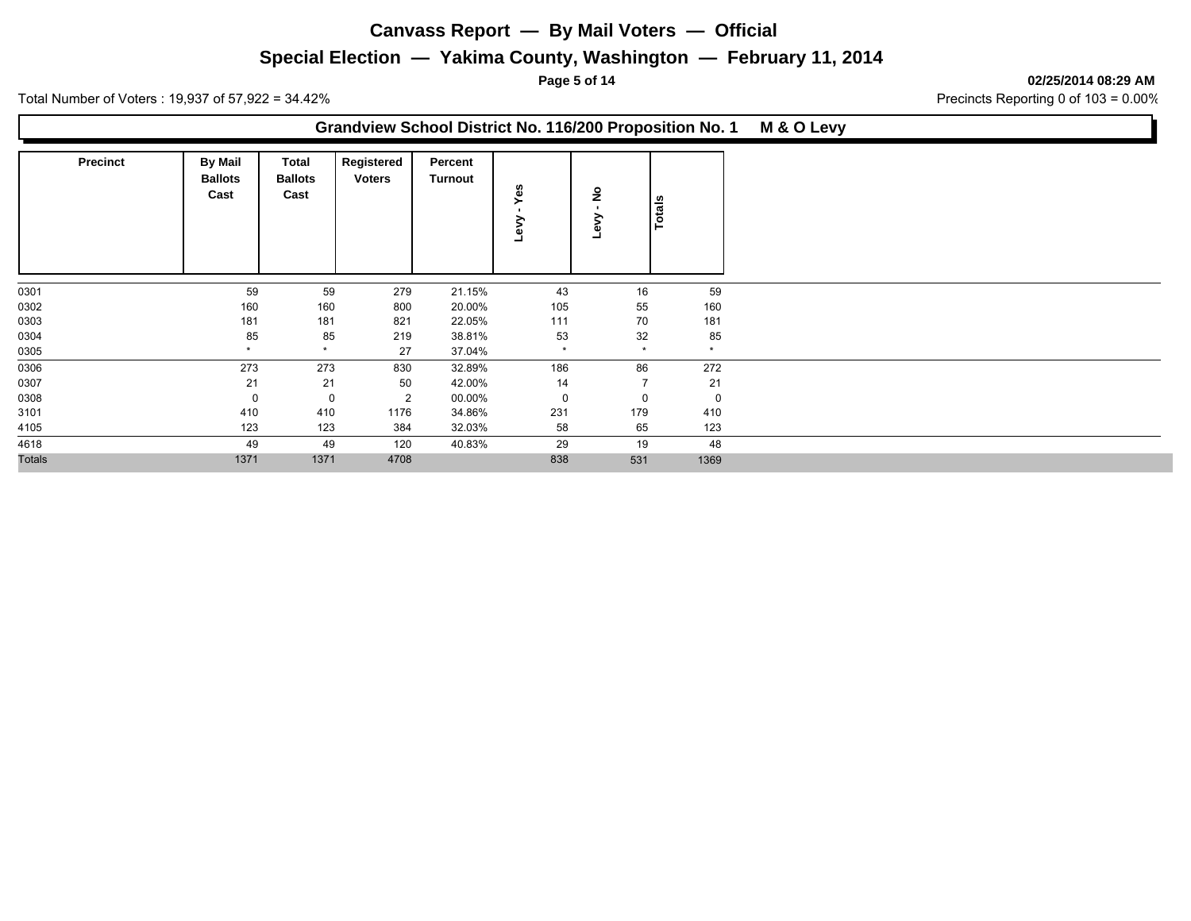# Canvass Report — By Mail Voters — Official

## Special Election — Yakima County, Washington — February 11, 2014

**02/25/2014 08:29 AM**

Total Number of Voters : 19,937 of 57,922 = 34.42%

Precincts Reporting 0 of 103 = 0.00%

### Grandview School District No. 116/200 Proposition No. 1 M & O Levy

| Precinct | By Mail Ballots Cast | Total Ballots Cast | Registered Voters | Percent Turnout | Levy - Yes | Levy - No | Totals |
|---|---|---|---|---|---|---|---|
| 0301 | 59 | 59 | 279 | 21.15% | 43 | 16 | 59 |
| 0302 | 160 | 160 | 800 | 20.00% | 105 | 55 | 160 |
| 0303 | 181 | 181 | 821 | 22.05% | 111 | 70 | 181 |
| 0304 | 85 | 85 | 219 | 38.81% | 53 | 32 | 85 |
| 0305 | * | * | 27 | 37.04% | * | * | * |
| 0306 | 273 | 273 | 830 | 32.89% | 186 | 86 | 272 |
| 0307 | 21 | 21 | 50 | 42.00% | 14 | 7 | 21 |
| 0308 | 0 | 0 | 2 | 00.00% | 0 | 0 | 0 |
| 3101 | 410 | 410 | 1176 | 34.86% | 231 | 179 | 410 |
| 4105 | 123 | 123 | 384 | 32.03% | 58 | 65 | 123 |
| 4618 | 49 | 49 | 120 | 40.83% | 29 | 19 | 48 |
| Totals | 1371 | 1371 | 4708 | | 838 | 531 | 1369 |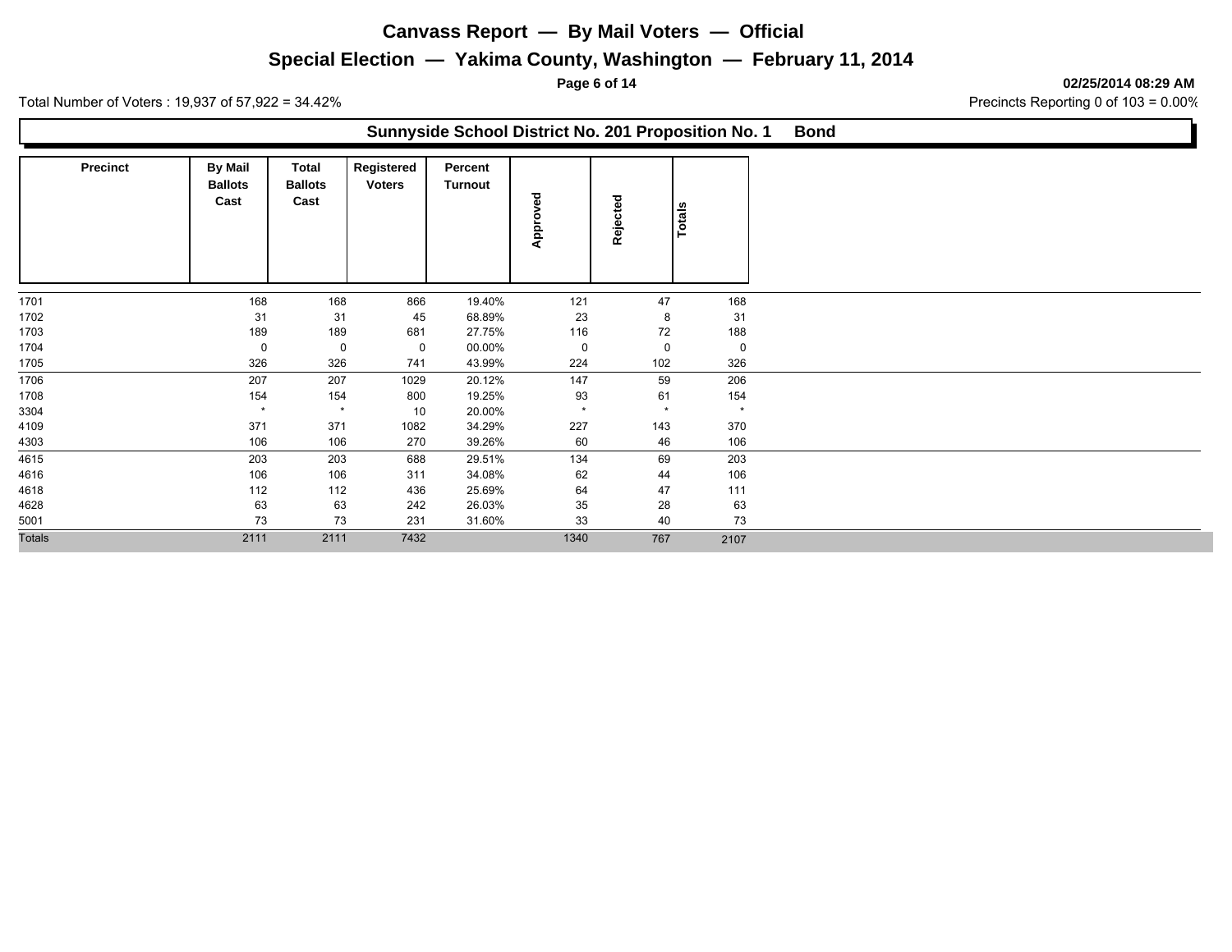# Canvass Report — By Mail Voters — Official

## Special Election — Yakima County, Washington — February 11, 2014

**02/25/2014 08:29 AM**

Total Number of Voters : 19,937 of 57,922 = 34.42%

Precincts Reporting 0 of 103 = 0.00%

### Sunnyside School District No. 201 Proposition No. 1 Bond

| Precinct | By Mail Ballots Cast | Total Ballots Cast | Registered Voters | Percent Turnout | Approved | Rejected | Totals |
|---|---|---|---|---|---|---|---|
| 1701 | 168 | 168 | 866 | 19.40% | 121 | 47 | 168 |
| 1702 | 31 | 31 | 45 | 68.89% | 23 | 8 | 31 |
| 1703 | 189 | 189 | 681 | 27.75% | 116 | 72 | 188 |
| 1704 | 0 | 0 | 0 | 00.00% | 0 | 0 | 0 |
| 1705 | 326 | 326 | 741 | 43.99% | 224 | 102 | 326 |
| 1706 | 207 | 207 | 1029 | 20.12% | 147 | 59 | 206 |
| 1708 | 154 | 154 | 800 | 19.25% | 93 | 61 | 154 |
| 3304 | * | * | 10 | 20.00% | * | * | * |
| 4109 | 371 | 371 | 1082 | 34.29% | 227 | 143 | 370 |
| 4303 | 106 | 106 | 270 | 39.26% | 60 | 46 | 106 |
| 4615 | 203 | 203 | 688 | 29.51% | 134 | 69 | 203 |
| 4616 | 106 | 106 | 311 | 34.08% | 62 | 44 | 106 |
| 4618 | 112 | 112 | 436 | 25.69% | 64 | 47 | 111 |
| 4628 | 63 | 63 | 242 | 26.03% | 35 | 28 | 63 |
| 5001 | 73 | 73 | 231 | 31.60% | 33 | 40 | 73 |
| Totals | 2111 | 2111 | 7432 | | 1340 | 767 | 2107 |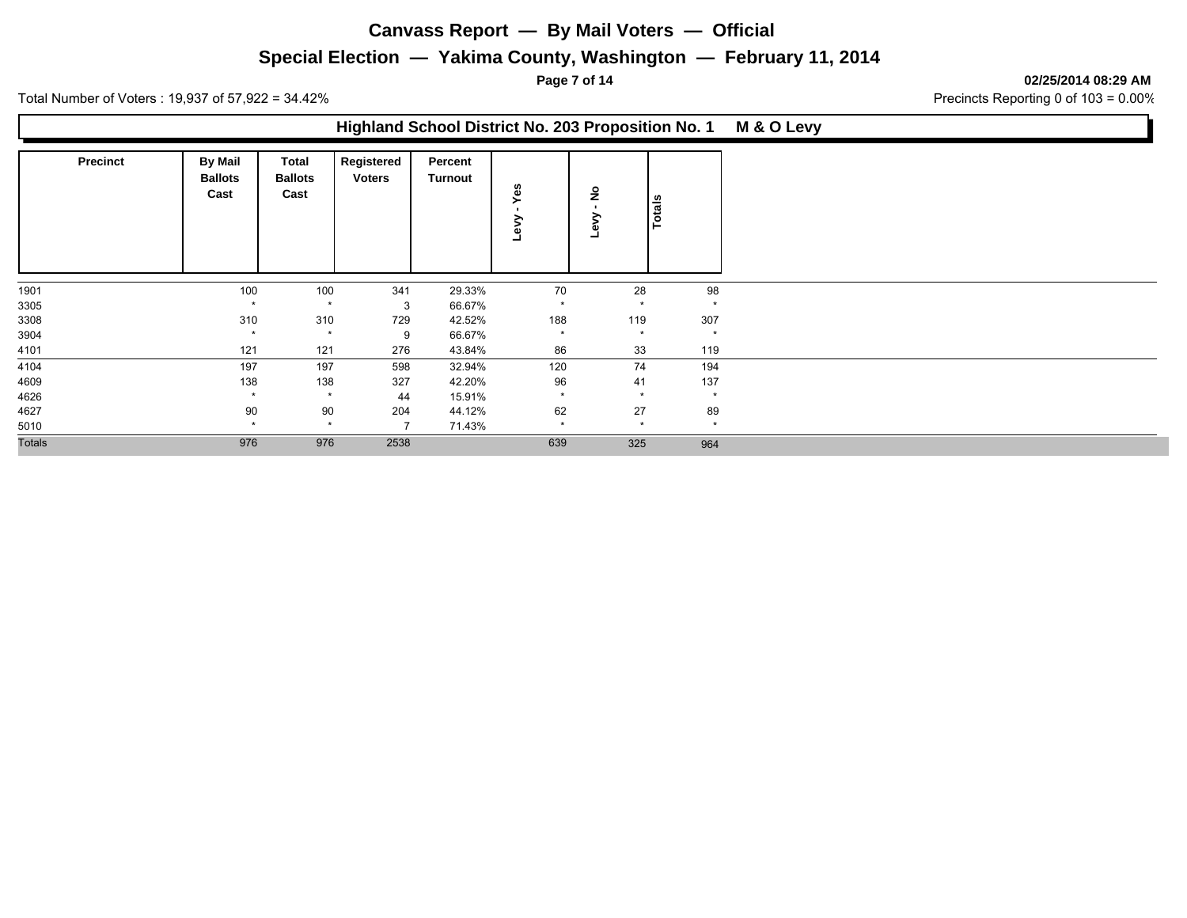# Canvass Report — By Mail Voters — Official

## Special Election — Yakima County, Washington — February 11, 2014

02/25/2014 08:29 AM

Total Number of Voters : 19,937 of 57,922 = 34.42%

Precincts Reporting 0 of 103 = 0.00%

### Highland School District No. 203 Proposition No. 1 M & O Levy

| Precinct | By Mail Ballots Cast | Total Ballots Cast | Registered Voters | Percent Turnout | Levy - Yes | Levy - No | Totals |
|---|---|---|---|---|---|---|---|
| 1901 | 100 | 100 | 341 | 29.33% | 70 | 28 | 98 |
| 3305 | * | * | 3 | 66.67% | * | * | * |
| 3308 | 310 | 310 | 729 | 42.52% | 188 | 119 | 307 |
| 3904 | * | * | 9 | 66.67% | * | * | * |
| 4101 | 121 | 121 | 276 | 43.84% | 86 | 33 | 119 |
| 4104 | 197 | 197 | 598 | 32.94% | 120 | 74 | 194 |
| 4609 | 138 | 138 | 327 | 42.20% | 96 | 41 | 137 |
| 4626 | * | * | 44 | 15.91% | * | * | * |
| 4627 | 90 | 90 | 204 | 44.12% | 62 | 27 | 89 |
| 5010 | * | * | 7 | 71.43% | * | * | * |
| Totals | 976 | 976 | 2538 | | 639 | 325 | 964 |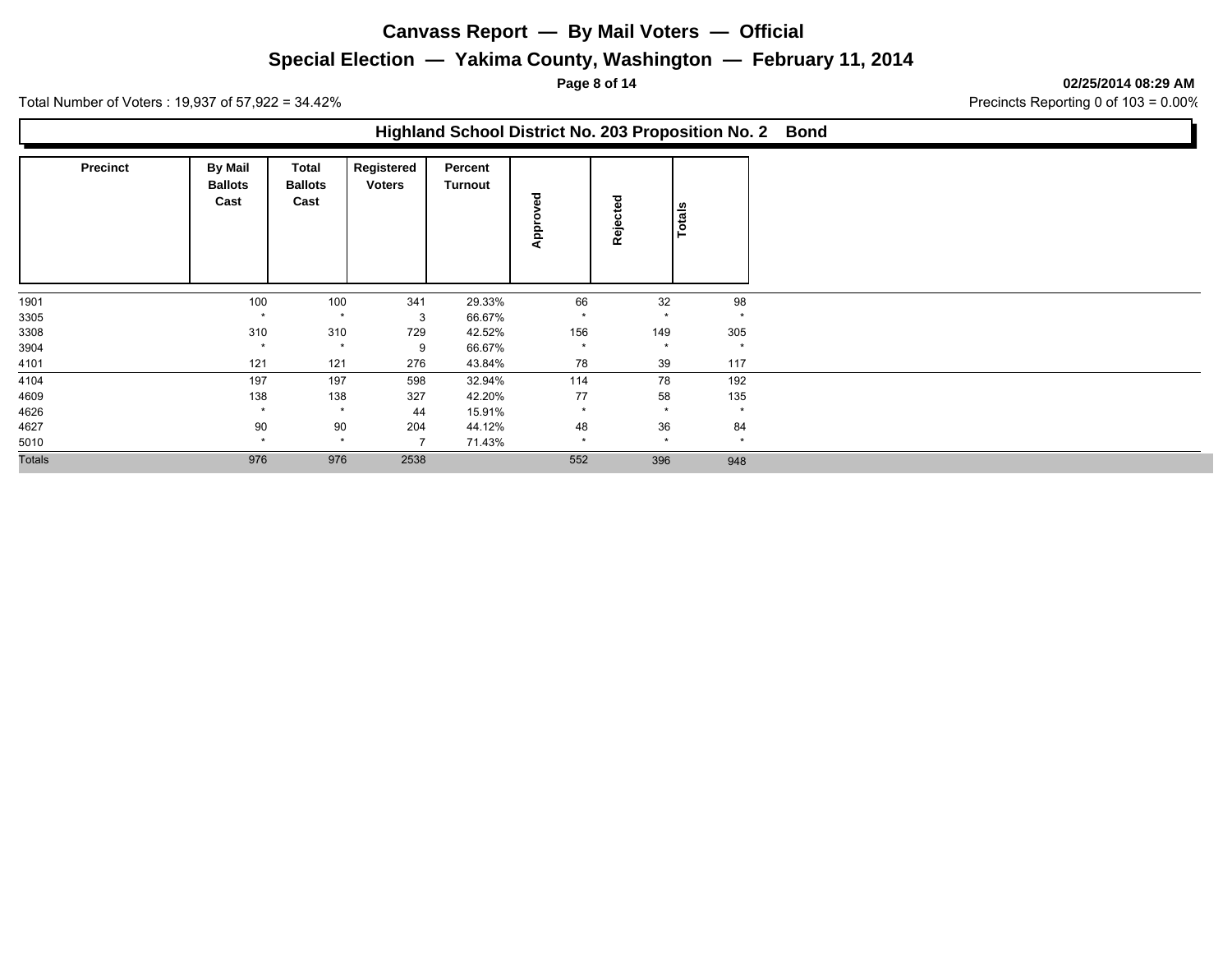# Canvass Report — By Mail Voters — Official

## Special Election — Yakima County, Washington — February 11, 2014

**02/25/2014 08:29 AM**

Total Number of Voters : 19,937 of 57,922 = 34.42%

Precincts Reporting 0 of 103 = 0.00%

### Highland School District No. 203 Proposition No. 2 Bond

| Precinct | By Mail Ballots Cast | Total Ballots Cast | Registered Voters | Percent Turnout | Approved | Rejected | Totals |
|---|---|---|---|---|---|---|---|
| 1901 | 100 | 100 | 341 | 29.33% | 66 | 32 | 98 |
| 3305 | * | * | 3 | 66.67% | * | * | * |
| 3308 | 310 | 310 | 729 | 42.52% | 156 | 149 | 305 |
| 3904 | * | * | 9 | 66.67% | * | * | * |
| 4101 | 121 | 121 | 276 | 43.84% | 78 | 39 | 117 |
| 4104 | 197 | 197 | 598 | 32.94% | 114 | 78 | 192 |
| 4609 | 138 | 138 | 327 | 42.20% | 77 | 58 | 135 |
| 4626 | * | * | 44 | 15.91% | * | * | * |
| 4627 | 90 | 90 | 204 | 44.12% | 48 | 36 | 84 |
| 5010 | * | * | 7 | 71.43% | * | * | * |
| Totals | 976 | 976 | 2538 | | 552 | 396 | 948 |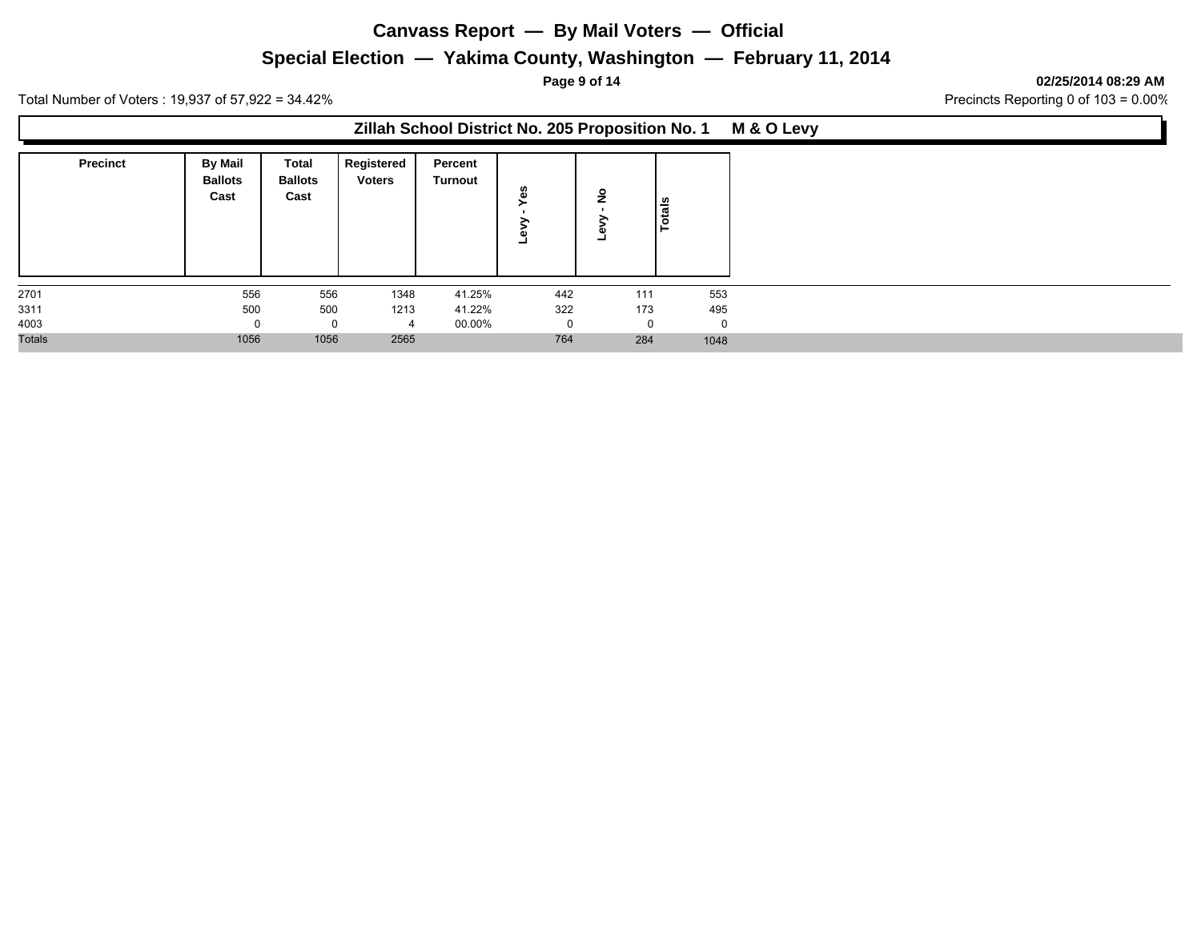# Canvass Report — By Mail Voters — Official

## Special Election — Yakima County, Washington — February 11, 2014

**02/25/2014 08:29 AM**

Total Number of Voters : 19,937 of 57,922 = 34.42%

Precincts Reporting 0 of 103 = 0.00%

### Zillah School District No. 205 Proposition No. 1 M & O Levy

| Precinct | By Mail Ballots Cast | Total Ballots Cast | Registered Voters | Percent Turnout | Levy - Yes | Levy - No | Totals |
|---|---|---|---|---|---|---|---|
| 2701 | 556 | 556 | 1348 | 41.25% | 442 | 111 | 553 |
| 3311 | 500 | 500 | 1213 | 41.22% | 322 | 173 | 495 |
| 4003 | 0 | 0 | 4 | 00.00% | 0 | 0 | 0 |
| Totals | 1056 | 1056 | 2565 | | 764 | 284 | 1048 |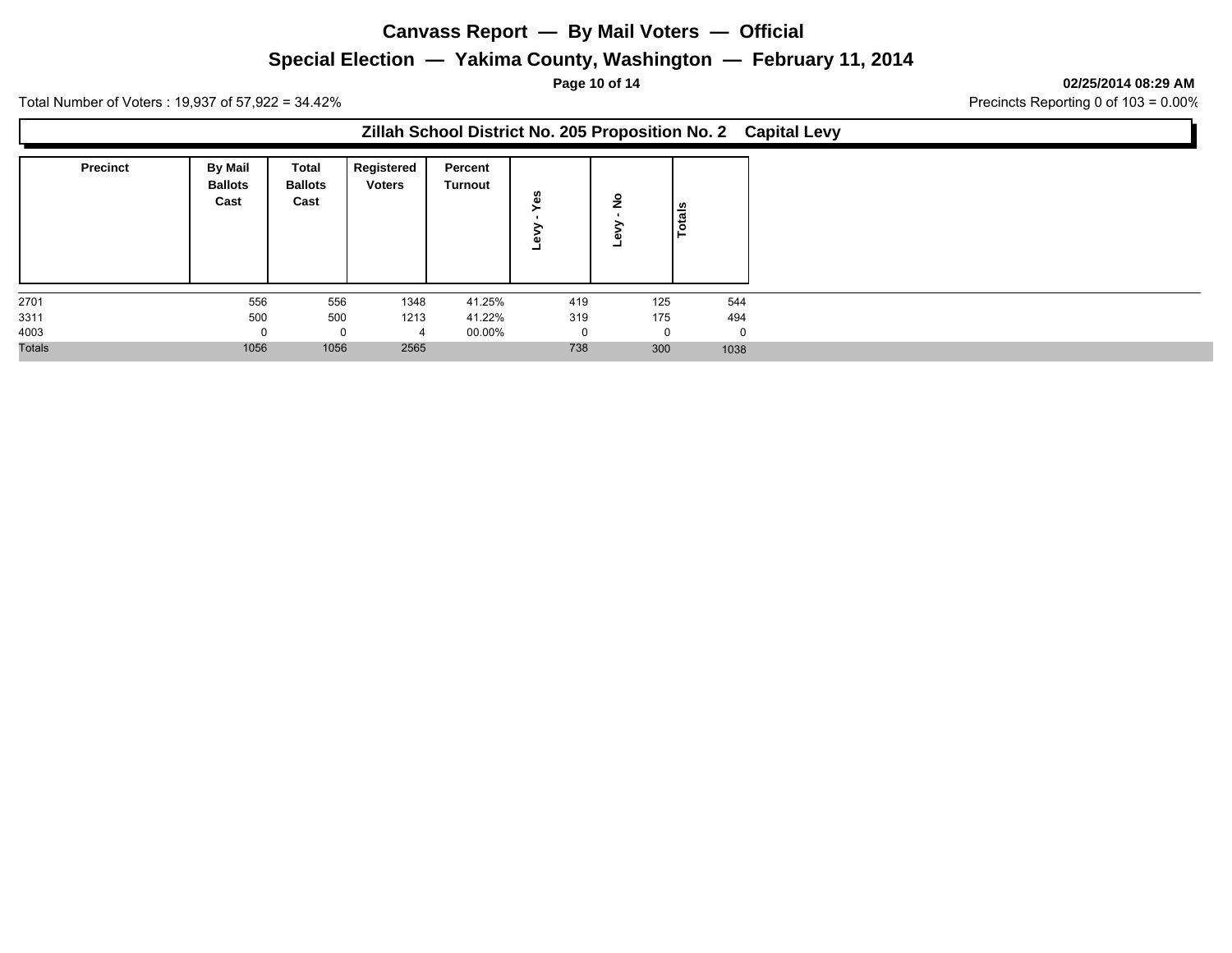# Canvass Report — By Mail Voters — Official

## Special Election — Yakima County, Washington — February 11, 2014

02/25/2014 08:29 AM

Total Number of Voters : 19,937 of 57,922 = 34.42%

Precincts Reporting 0 of 103 = 0.00%

### Zillah School District No. 205 Proposition No. 2 Capital Levy

| Precinct | By Mail Ballots Cast | Total Ballots Cast | Registered Voters | Percent Turnout | Levy - Yes | Levy - No | Totals |
|---|---|---|---|---|---|---|---|
| 2701 | 556 | 556 | 1348 | 41.25% | 419 | 125 | 544 |
| 3311 | 500 | 500 | 1213 | 41.22% | 319 | 175 | 494 |
| 4003 | 0 | 0 | 4 | 00.00% | 0 | 0 | 0 |
| Totals | 1056 | 1056 | 2565 | | 738 | 300 | 1038 |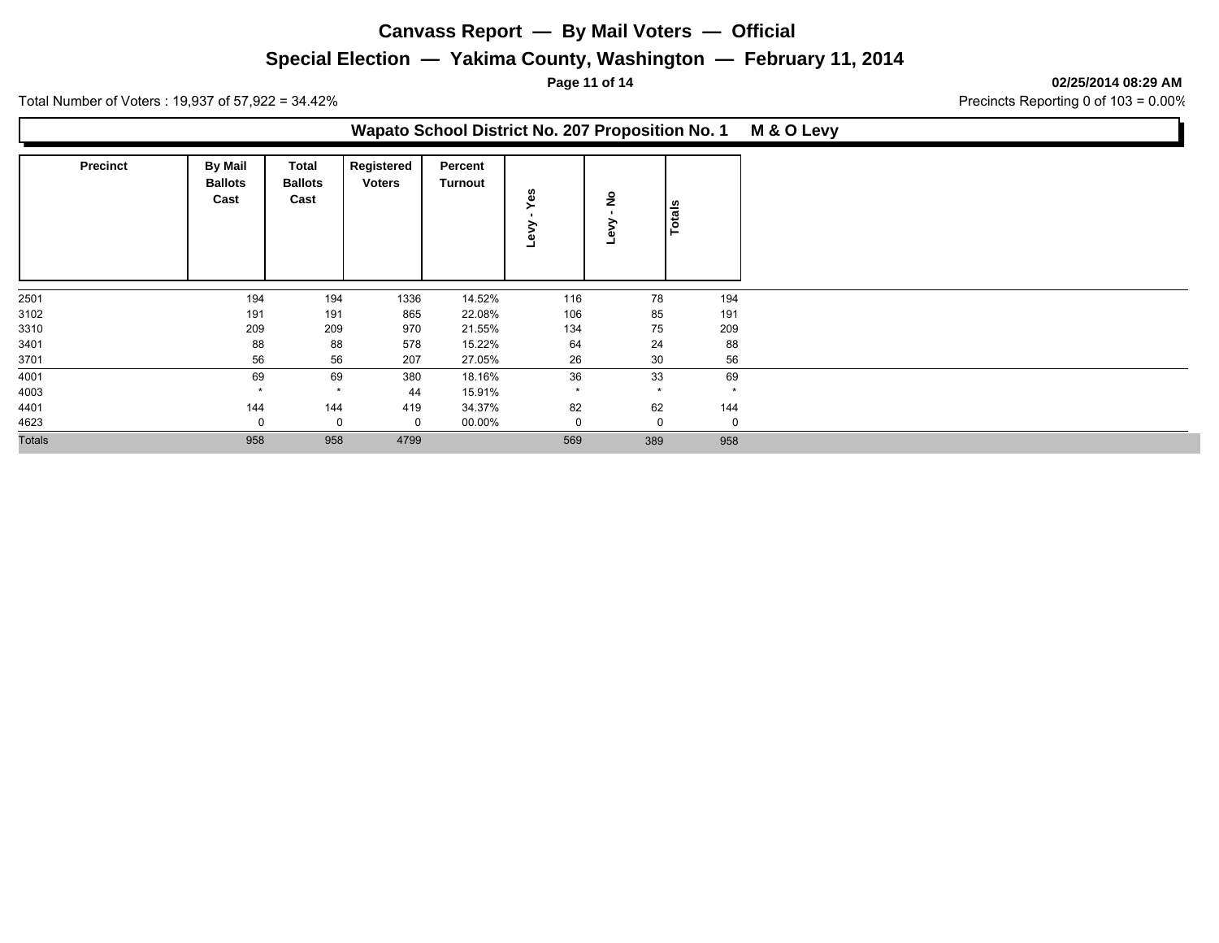# Canvass Report — By Mail Voters — Official

## Special Election — Yakima County, Washington — February 11, 2014

**02/25/2014 08:29 AM**

Total Number of Voters : 19,937 of 57,922 = 34.42%

Precincts Reporting 0 of 103 = 0.00%

### Wapato School District No. 207 Proposition No. 1 M & O Levy

| Precinct | By Mail Ballots Cast | Total Ballots Cast | Registered Voters | Percent Turnout | Levy - Yes | Levy - No | Totals |
|---|---|---|---|---|---|---|---|
| 2501 | 194 | 194 | 1336 | 14.52% | 116 | 78 | 194 |
| 3102 | 191 | 191 | 865 | 22.08% | 106 | 85 | 191 |
| 3310 | 209 | 209 | 970 | 21.55% | 134 | 75 | 209 |
| 3401 | 88 | 88 | 578 | 15.22% | 64 | 24 | 88 |
| 3701 | 56 | 56 | 207 | 27.05% | 26 | 30 | 56 |
| 4001 | 69 | 69 | 380 | 18.16% | 36 | 33 | 69 |
| 4003 | * | * | 44 | 15.91% | * | * | * |
| 4401 | 144 | 144 | 419 | 34.37% | 82 | 62 | 144 |
| 4623 | 0 | 0 | 0 | 00.00% | 0 | 0 | 0 |
| Totals | 958 | 958 | 4799 | | 569 | 389 | 958 |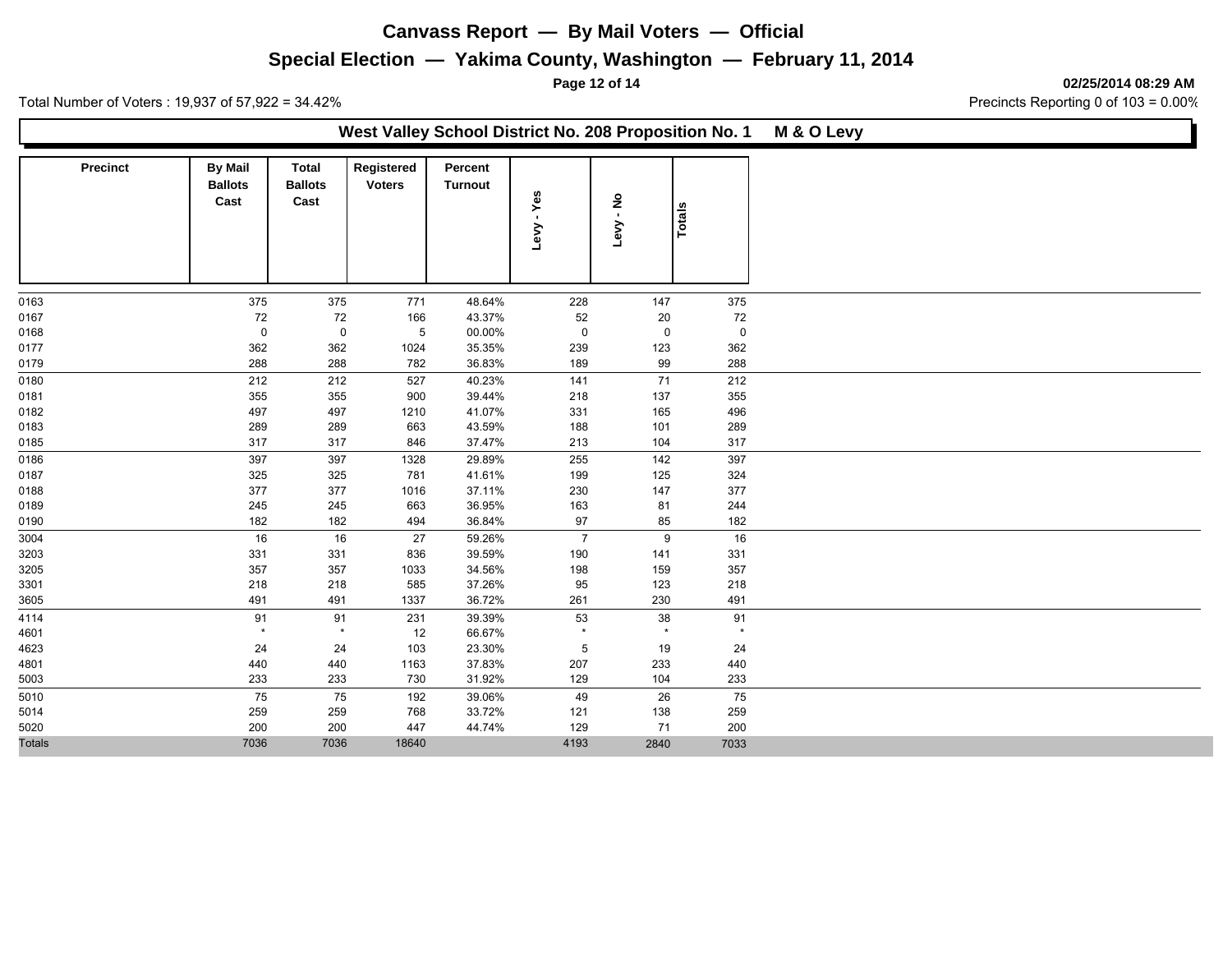# Canvass Report — By Mail Voters — Official

## Special Election — Yakima County, Washington — February 11, 2014

**02/25/2014 08:29 AM**

Total Number of Voters : 19,937 of 57,922 = 34.42%

Precincts Reporting 0 of 103 = 0.00%

### West Valley School District No. 208 Proposition No. 1 M & O Levy

| Precinct | By Mail Ballots Cast | Total Ballots Cast | Registered Voters | Percent Turnout | Levy - Yes | Levy - No | Totals |
|---|---|---|---|---|---|---|---|
| 0163 | 375 | 375 | 771 | 48.64% | 228 | 147 | 375 |
| 0167 | 72 | 72 | 166 | 43.37% | 52 | 20 | 72 |
| 0168 | 0 | 0 | 5 | 00.00% | 0 | 0 | 0 |
| 0177 | 362 | 362 | 1024 | 35.35% | 239 | 123 | 362 |
| 0179 | 288 | 288 | 782 | 36.83% | 189 | 99 | 288 |
| 0180 | 212 | 212 | 527 | 40.23% | 141 | 71 | 212 |
| 0181 | 355 | 355 | 900 | 39.44% | 218 | 137 | 355 |
| 0182 | 497 | 497 | 1210 | 41.07% | 331 | 165 | 496 |
| 0183 | 289 | 289 | 663 | 43.59% | 188 | 101 | 289 |
| 0185 | 317 | 317 | 846 | 37.47% | 213 | 104 | 317 |
| 0186 | 397 | 397 | 1328 | 29.89% | 255 | 142 | 397 |
| 0187 | 325 | 325 | 781 | 41.61% | 199 | 125 | 324 |
| 0188 | 377 | 377 | 1016 | 37.11% | 230 | 147 | 377 |
| 0189 | 245 | 245 | 663 | 36.95% | 163 | 81 | 244 |
| 0190 | 182 | 182 | 494 | 36.84% | 97 | 85 | 182 |
| 3004 | 16 | 16 | 27 | 59.26% | 7 | 9 | 16 |
| 3203 | 331 | 331 | 836 | 39.59% | 190 | 141 | 331 |
| 3205 | 357 | 357 | 1033 | 34.56% | 198 | 159 | 357 |
| 3301 | 218 | 218 | 585 | 37.26% | 95 | 123 | 218 |
| 3605 | 491 | 491 | 1337 | 36.72% | 261 | 230 | 491 |
| 4114 | 91 | 91 | 231 | 39.39% | 53 | 38 | 91 |
| 4601 | * | * | 12 | 66.67% | * | * | * |
| 4623 | 24 | 24 | 103 | 23.30% | 5 | 19 | 24 |
| 4801 | 440 | 440 | 1163 | 37.83% | 207 | 233 | 440 |
| 5003 | 233 | 233 | 730 | 31.92% | 129 | 104 | 233 |
| 5010 | 75 | 75 | 192 | 39.06% | 49 | 26 | 75 |
| 5014 | 259 | 259 | 768 | 33.72% | 121 | 138 | 259 |
| 5020 | 200 | 200 | 447 | 44.74% | 129 | 71 | 200 |
| Totals | 7036 | 7036 | 18640 | | 4193 | 2840 | 7033 |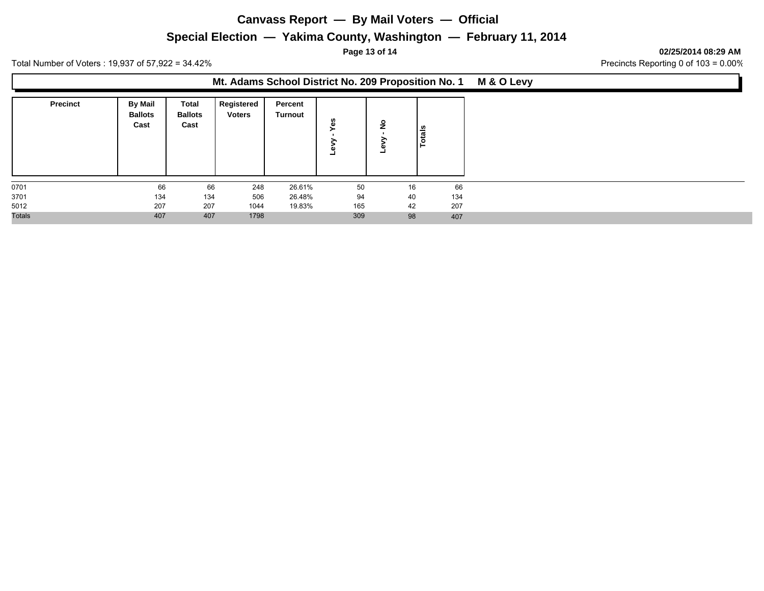# Canvass Report — By Mail Voters — Official

## Special Election — Yakima County, Washington — February 11, 2014

**02/25/2014 08:29 AM**

Total Number of Voters : 19,937 of 57,922 = 34.42%

Precincts Reporting 0 of 103 = 0.00%

### Mt. Adams School District No. 209 Proposition No. 1 M & O Levy

| Precinct | By Mail Ballots Cast | Total Ballots Cast | Registered Voters | Percent Turnout | Levy - Yes | Levy - No | Totals |
|---|---|---|---|---|---|---|---|
| 0701 | 66 | 66 | 248 | 26.61% | 50 | 16 | 66 |
| 3701 | 134 | 134 | 506 | 26.48% | 94 | 40 | 134 |
| 5012 | 207 | 207 | 1044 | 19.83% | 165 | 42 | 207 |
| Totals | 407 | 407 | 1798 | | 309 | 98 | 407 |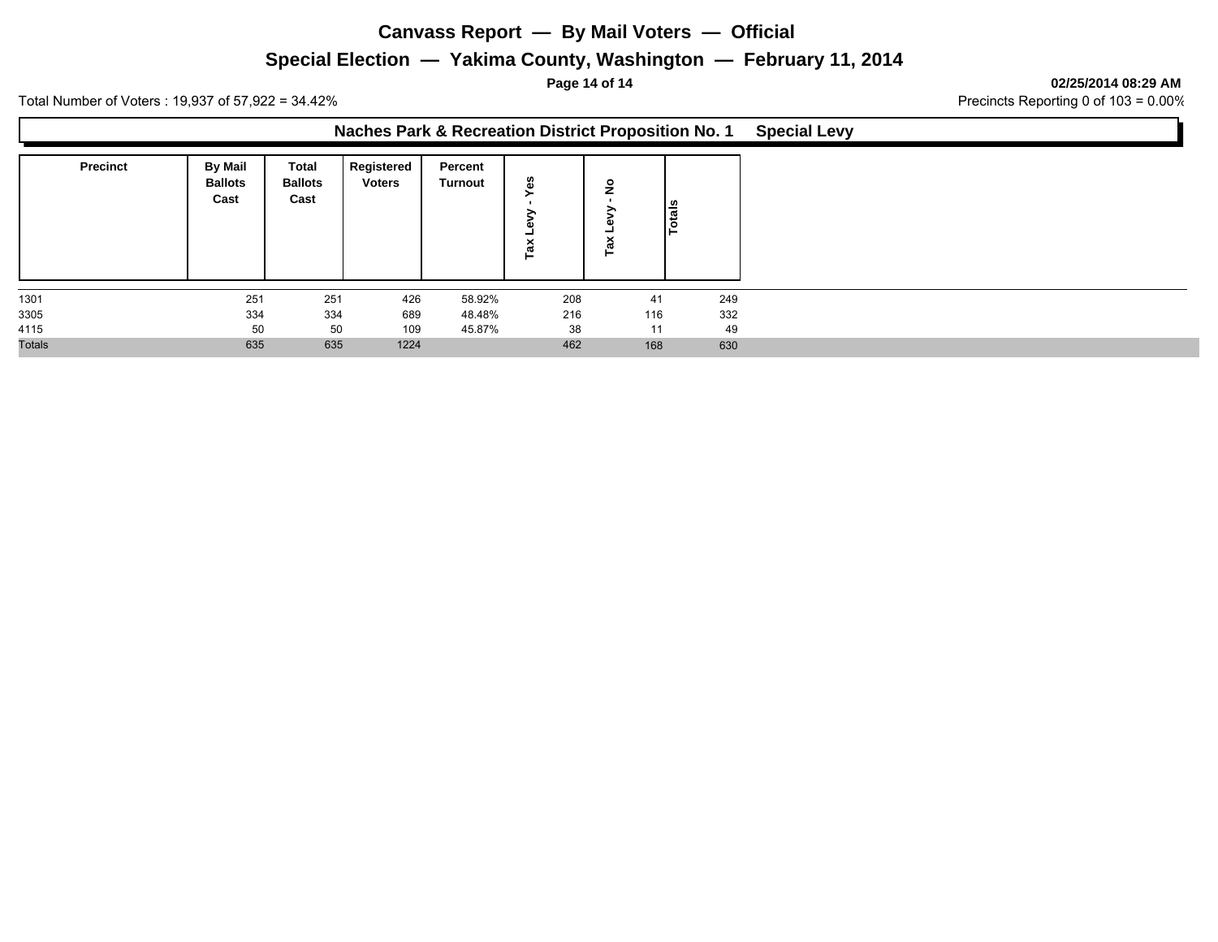# Canvass Report — By Mail Voters — Official

## Special Election — Yakima County, Washington — February 11, 2014

02/25/2014 08:29 AM

Total Number of Voters : 19,937 of 57,922 = 34.42%

Precincts Reporting 0 of 103 = 0.00%

### Naches Park & Recreation District Proposition No. 1 Special Levy

| Precinct | By Mail Ballots Cast | Total Ballots Cast | Registered Voters | Percent Turnout | Tax Levy - Yes | Tax Levy - No | Totals |
|---|---|---|---|---|---|---|---|
| 1301 | 251 | 251 | 426 | 58.92% | 208 | 41 | 249 |
| 3305 | 334 | 334 | 689 | 48.48% | 216 | 116 | 332 |
| 4115 | 50 | 50 | 109 | 45.87% | 38 | 11 | 49 |
| Totals | 635 | 635 | 1224 | | 462 | 168 | 630 |